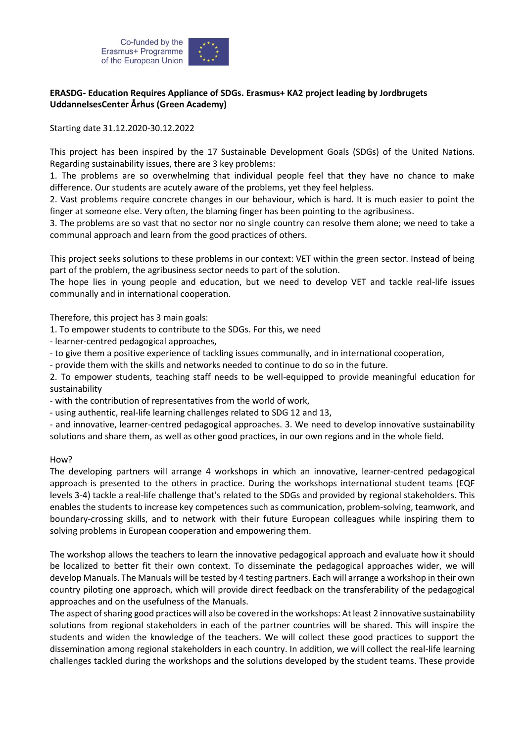Co-funded by the Erasmus+ Programme of the European Union

**ERASDG- Education Requires Appliance of SDGs. Erasmus+ KA2 project leading by Jordbrugets UddannelsesCenter Århus (Green Academy)**

Starting date 31.12.2020-30.12.2022

This project has been inspired by the 17 Sustainable Development Goals (SDGs) of the United Nations. Regarding sustainability issues, there are 3 key problems:

1. The problems are so overwhelming that individual people feel that they have no chance to make difference. Our students are acutely aware of the problems, yet they feel helpless.
2. Vast problems require concrete changes in our behaviour, which is hard. It is much easier to point the finger at someone else. Very often, the blaming finger has been pointing to the agribusiness.
3. The problems are so vast that no sector nor no single country can resolve them alone; we need to take a communal approach and learn from the good practices of others.

This project seeks solutions to these problems in our context: VET within the green sector. Instead of being part of the problem, the agribusiness sector needs to part of the solution.
The hope lies in young people and education, but we need to develop VET and tackle real-life issues communally and in international cooperation.

Therefore, this project has 3 main goals:

1. To empower students to contribute to the SDGs. For this, we need
   - learner-centred pedagogical approaches,
   - to give them a positive experience of tackling issues communally, and in international cooperation,
   - provide them with the skills and networks needed to continue to do so in the future.
2. To empower students, teaching staff needs to be well-equipped to provide meaningful education for sustainability
   - with the contribution of representatives from the world of work,
   - using authentic, real-life learning challenges related to SDG 12 and 13,
   - and innovative, learner-centred pedagogical approaches. 3. We need to develop innovative sustainability solutions and share them, as well as other good practices, in our own regions and in the whole field.

How?
The developing partners will arrange 4 workshops in which an innovative, learner-centred pedagogical approach is presented to the others in practice. During the workshops international student teams (EQF levels 3-4) tackle a real-life challenge that's related to the SDGs and provided by regional stakeholders. This enables the students to increase key competences such as communication, problem-solving, teamwork, and boundary-crossing skills, and to network with their future European colleagues while inspiring them to solving problems in European cooperation and empowering them.

The workshop allows the teachers to learn the innovative pedagogical approach and evaluate how it should be localized to better fit their own context. To disseminate the pedagogical approaches wider, we will develop Manuals. The Manuals will be tested by 4 testing partners. Each will arrange a workshop in their own country piloting one approach, which will provide direct feedback on the transferability of the pedagogical approaches and on the usefulness of the Manuals.
The aspect of sharing good practices will also be covered in the workshops: At least 2 innovative sustainability solutions from regional stakeholders in each of the partner countries will be shared. This will inspire the students and widen the knowledge of the teachers. We will collect these good practices to support the dissemination among regional stakeholders in each country. In addition, we will collect the real-life learning challenges tackled during the workshops and the solutions developed by the student teams. These provide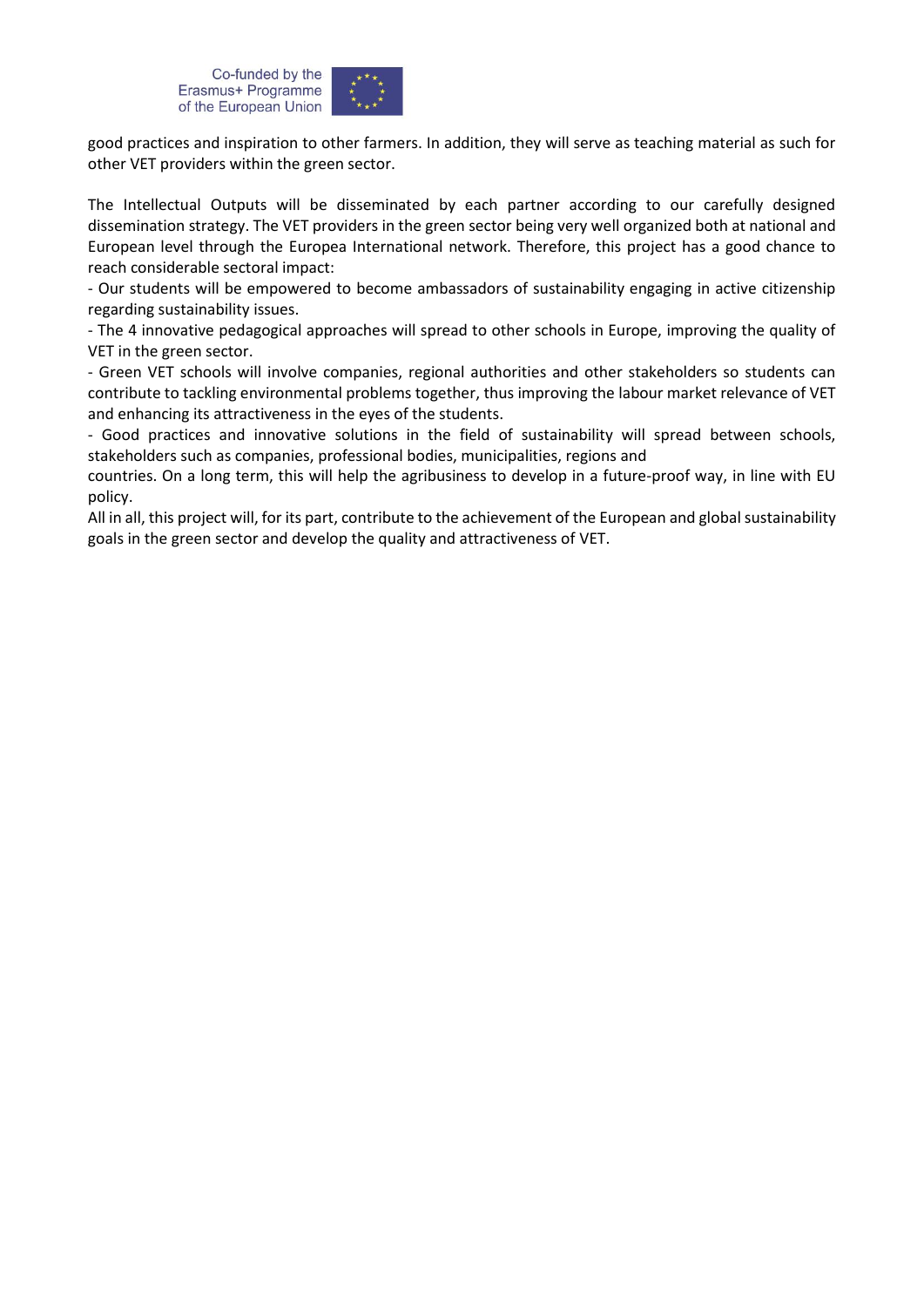good practices and inspiration to other farmers. In addition, they will serve as teaching material as such for other VET providers within the green sector.

The Intellectual Outputs will be disseminated by each partner according to our carefully designed dissemination strategy. The VET providers in the green sector being very well organized both at national and European level through the Europea International network. Therefore, this project has a good chance to reach considerable sectoral impact:

- Our students will be empowered to become ambassadors of sustainability engaging in active citizenship regarding sustainability issues.
- The 4 innovative pedagogical approaches will spread to other schools in Europe, improving the quality of VET in the green sector.
- Green VET schools will involve companies, regional authorities and other stakeholders so students can contribute to tackling environmental problems together, thus improving the labour market relevance of VET and enhancing its attractiveness in the eyes of the students.
- Good practices and innovative solutions in the field of sustainability will spread between schools, stakeholders such as companies, professional bodies, municipalities, regions and countries. On a long term, this will help the agribusiness to develop in a future-proof way, in line with EU policy.

All in all, this project will, for its part, contribute to the achievement of the European and global sustainability goals in the green sector and develop the quality and attractiveness of VET.